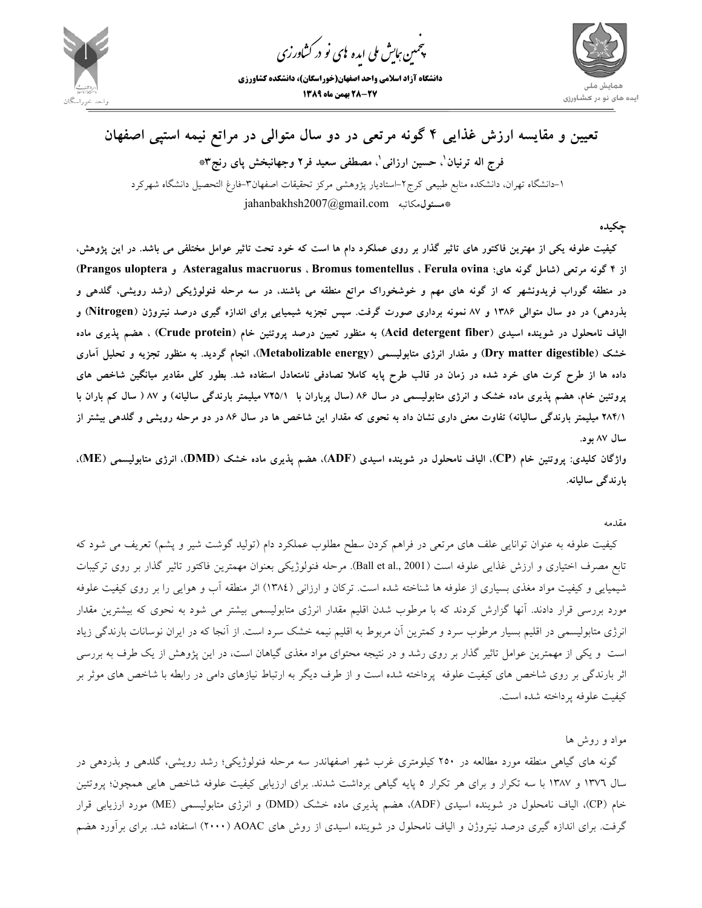# تعیین و مقایسه ارزش غذایی ۴ گونه مرتعی در دو سال متوالی در مراتع نیمه استپی اصفهان

**فرج اله ترنیان[۱]، حسین ارزانی[۱]، مصطفی سعید فر[۲] وجهانبخش پای رنج[۳]***

۱-دانشگاه تهران، دانشکده منابع طبیعی کرج۲-استادیار پژوهشی مرکز تحقیقات اصفهان۳-فارغ التحصیل دانشگاه شهرکرد

*مسئول‌مکاتبه jahanbakhsh2007@gmail.com

## چکیده

**کیفیت علوفه یکی از مهترین فاکتور های تاثیر گذار بر روی عملکرد دام ها است که خود تحت تاثیر عوامل مختلفی می باشد. در این پژوهش، از ۴ گونه مرتعی (شامل گونه های؛ Ferula ovina ، Bromus tomentellus ، Asteragalus macruorus و Prangos uloptera) در منطقه گوراب فریدونشهر که از گونه های مهم و خوشخوراک مراتع منطقه می باشند، در سه مرحله فنولوژیکی (رشد رویشی، گلدهی و بذردهی) در دو سال متوالی ۱۳۸۶ و ۸۷ نمونه برداری صورت گرفت. سپس تجزیه شیمیایی برای اندازه گیری درصد نیتروژن (Nitrogen) و الیاف نامحلول در شوینده اسیدی (Acid detergent fiber) به منظور تعیین درصد پروتئین خام (Crude protein) ، هضم پذیری ماده خشک (Dry matter digestible) و مقدار انرژی متابولیسمی (Metabolizable energy)، انجام گردید. به منظور تجزیه و تحلیل آماری داده ها از طرح کرت های خرد شده در زمان در قالب طرح پایه کاملا تصادفی نامتعادل استفاده شد. بطور کلی مقادیر میانگین شاخص های پروتئین خام، هضم پذیری ماده خشک و انرژی متابولیسمی در سال ۸۶ (سال پرباران با ۷۲۵/۱ میلیمتر بارندگی سالیانه) و ۸۷ ( سال کم باران با ۲۸۴/۱ میلیمتر بارندگی سالیانه) تفاوت معنی داری نشان داد به نحوی که مقدار این شاخص ها در سال ۸۶ در دو مرحله رویشی و گلدهی بیشتر از سال ۸۷ بود.**

**واژگان کلیدی: پروتئین خام (CP)، الیاف نامحلول در شوینده اسیدی (ADF)، هضم پذیری ماده خشک (DMD)، انرژی متابولیسمی (ME)، بارندگی سالیانه.**

## مقدمه

کیفیت علوفه به عنوان توانایی علف های مرتعی در فراهم کردن سطح مطلوب عملکرد دام (تولید گوشت شیر و پشم) تعریف می شود که تابع مصرف اختیاری و ارزش غذایی علوفه است (Ball et al., 2001). مرحله فنولوژیکی بعنوان مهمترین فاکتور تاثیر گذار بر روی ترکیبات شیمیایی و کیفیت مواد مغذی بسیاری از علوفه ها شناخته شده است. ترکان و ارزانی (۱۳۸٤) اثر منطقه آب و هوایی را بر روی کیفیت علوفه مورد بررسی قرار دادند. آنها گزارش کردند که با مرطوب شدن اقلیم مقدار انرژی متابولیسمی بیشتر می شود به نحوی که بیشترین مقدار انرژی متابولیسمی در اقلیم بسیار مرطوب سرد و کمترین آن مربوط به اقلیم نیمه خشک سرد است. از آنجا که در ایران نوسانات بارندگی زیاد است و یکی از مهمترین عوامل تاثیر گذار بر روی رشد و در نتیجه محتوای مواد مغذی گیاهان است، در این پژوهش از یک طرف به بررسی اثر بارندگی بر روی شاخص های کیفیت علوفه پرداخته شده است و از طرف دیگر به ارتباط نیازهای دامی در رابطه با شاخص های موثر بر کیفیت علوفه پرداخته شده است.

## مواد و روش ها

گونه های گیاهی منطقه مورد مطالعه در ۲۵۰ کیلومتری غرب شهر اصفهاندر سه مرحله فنولوژیکی؛ رشد رویشی، گلدهی و بذردهی در سال ۱۳۷٦ و ۱۳۸۷ با سه تکرار و برای هر تکرار ۵ پایه گیاهی برداشت شدند. برای ارزیابی کیفیت علوفه شاخص هایی همچون؛ پروتئین خام (CP)، الیاف نامحلول در شوینده اسیدی (ADF)، هضم پذیری ماده خشک (DMD) و انرژی متابولیسمی (ME) مورد ارزیابی قرار گرفت. برای اندازه گیری درصد نیتروژن و الیاف نامحلول در شوینده اسیدی از روش های AOAC (۲۰۰۰) استفاده شد. برای برآورد هضم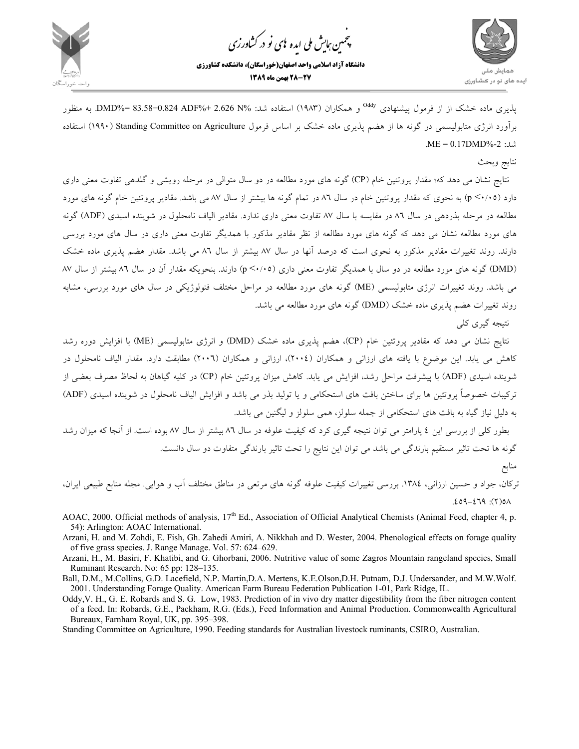پذیری ماده خشک از از فرمول پیشنهادی Oddy و همکاران (۱۹۸۳) استفاده شد: $DMD\% = 83.58 - 0.824\ ADF\% + 2.626\ N\%$. به منظور برآورد انرژی متابولیسمی در گونه ها از هضم پذیری ماده خشک بر اساس فرمول Standing Committee on Agriculture (۱۹۹۰) استفاده شد: $ME = 0.17DMD\% - 2$.

## نتایج وبحث

نتایج نشان می دهد که؛ مقدار پروتئین خام (CP) گونه های مورد مطالعه در دو سال متوالی در مرحله رویشی و گلدهی تفاوت معنی داری دارد ($p < ۰/۰۵$) به نحوی که مقدار پروتئین خام در سال ۸۶ در تمام گونه ها بیشتر از سال ۸۷ می باشد. مقادیر پروتئین خام گونه های مورد مطالعه در مرحله بذردهی در سال ۸۶ در مقایسه با سال ۸۷ تفاوت معنی داری ندارد. مقادیر الیاف نامحلول در شوینده اسیدی (ADF) گونه های مورد مطالعه نشان می دهد که گونه های مورد مطالعه از نظر مقادیر مذکور با همدیگر تفاوت معنی داری در سال های مورد بررسی دارند. روند تغییرات مقادیر مذکور به نحوی است که درصد آنها در سال ۸۷ بیشتر از سال ۸۶ می باشد. مقدار هضم پذیری ماده خشک (DMD) گونه های مورد مطالعه در دو سال با همدیگر تفاوت معنی داری ($p < ۰/۰۵$) دارند. بنحویکه مقدار آن در سال ۸۶ بیشتر از سال ۸۷ می باشد. روند تغییرات انرژی متابولیسمی (ME) گونه های مورد مطالعه در مراحل مختلف فنولوژیکی در سال های مورد بررسی، مشابه روند تغییرات هضم پذیری ماده خشک (DMD) گونه های مورد مطالعه می باشد.

## نتیجه گیری کلی

نتایج نشان می دهد که مقادیر پروتئین خام (CP)، هضم پذیری ماده خشک (DMD) و انرژی متابولیسمی (ME) با افزایش دوره رشد کاهش می یابد. این موضوع با یافته های ارزانی و همکاران (۲۰۰۴)، ارزانی و همکاران (۲۰۰۶) مطابقت دارد. مقدار الیاف نامحلول در شوینده اسیدی (ADF) با پیشرفت مراحل رشد، افزایش می یابد. کاهش میزان پروتئین خام (CP) در کلیه گیاهان به لحاظ مصرف بعضی از ترکیبات خصوصاً پروتئین ها برای ساختن بافت های استحکامی و یا تولید بذر می باشد و افزایش الیاف نامحلول در شوینده اسیدی (ADF) به دلیل نیاز گیاه به بافت های استحکامی از جمله سلولز، همی سلولز و لیگنین می باشد.

بطور کلی از بررسی این ٤ پارامتر می توان نتیجه گیری کرد که کیفیت علوفه در سال ۸۶ بیشتر از سال ۸۷ بوده است. از آنجا که میزان رشد گونه ها تحت تاثیر مستقیم بارندگی می باشد می توان این نتایج را تحت تاثیر بارندگی متفاوت دو سال دانست.

## منابع

ترکان، جواد و حسین ارزانی، ۱۳۸٤. بررسی تغییرات کیفیت علوفه گونه های مرتعی در مناطق مختلف آب و هوایی. مجله منابع طبیعی ایران، ۵۸(۲): ٤٥۹-٤٦۹.

AOAC, 2000. Official methods of analysis, 17th Ed., Association of Official Analytical Chemists (Animal Feed, chapter 4, p. 54): Arlington: AOAC International.

Arzani, H. and M. Zohdi, E. Fish, Gh. Zahedi Amiri, A. Nikkhah and D. Wester, 2004. Phenological effects on forage quality of five grass species. J. Range Manage. Vol. 57: 624–629.

Arzani, H., M. Basiri, F. Khatibi, and G. Ghorbani, 2006. Nutritive value of some Zagros Mountain rangeland species, Small Ruminant Research. No: 65 pp: 128–135.

Ball, D.M., M.Collins, G.D. Lacefield, N.P. Martin,D.A. Mertens, K.E.Olson,D.H. Putnam, D.J. Undersander, and M.W.Wolf. 2001. Understanding Forage Quality. American Farm Bureau Federation Publication 1-01, Park Ridge, IL.

Oddy,V. H., G. E. Robards and S. G. Low, 1983. Prediction of in vivo dry matter digestibility from the fiber nitrogen content of a feed. In: Robards, G.E., Packham, R.G. (Eds.), Feed Information and Animal Production. Commonwealth Agricultural Bureaux, Farnham Royal, UK, pp. 395–398.

Standing Committee on Agriculture, 1990. Feeding standards for Australian livestock ruminants, CSIRO, Australian.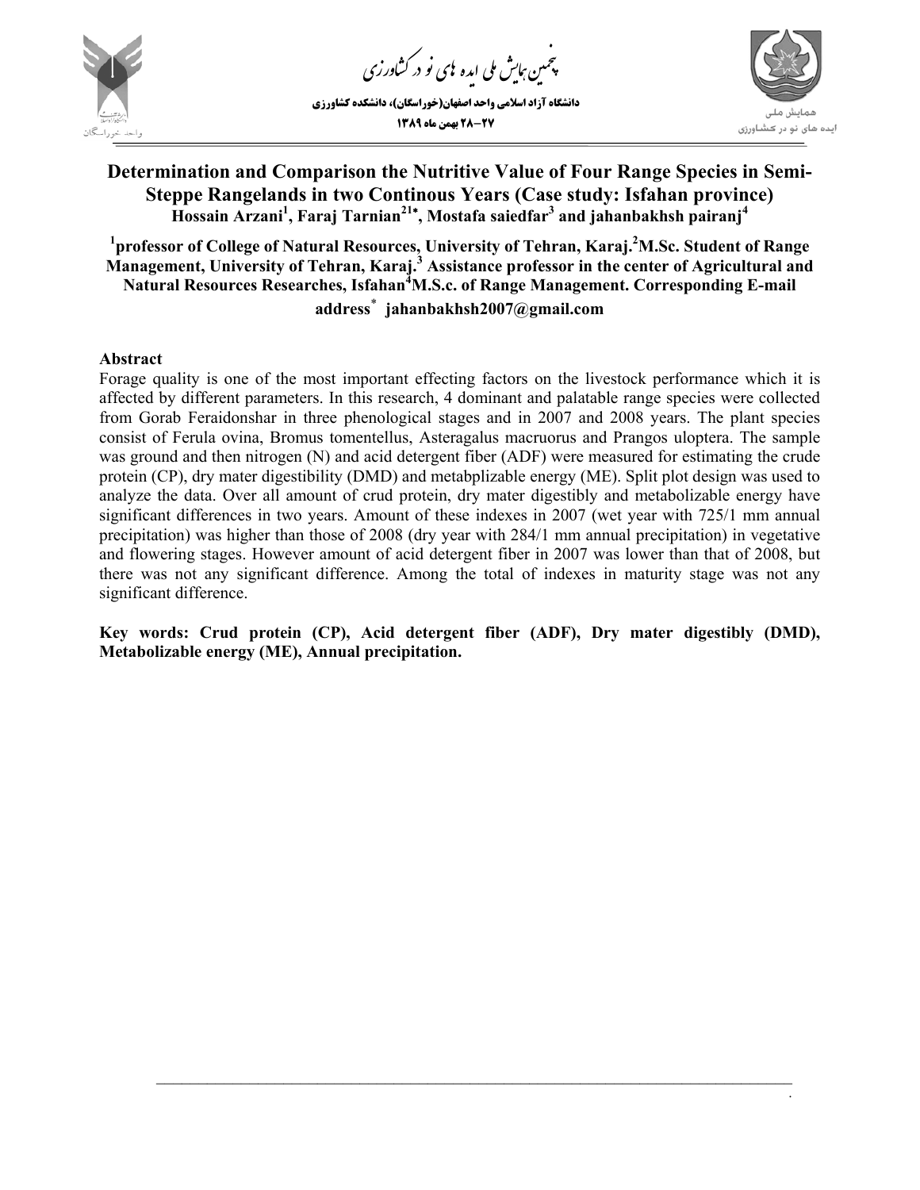# Determination and Comparison the Nutritive Value of Four Range Species in Semi-Steppe Rangelands in two Continous Years (Case study: Isfahan province)

**Hossain Arzani[1], Faraj Tarnian[21*], Mostafa saiedfar[3] and jahanbakhsh pairanj[4]**

**[1]professor of College of Natural Resources, University of Tehran, Karaj.[2]M.Sc. Student of Range Management, University of Tehran, Karaj.[3] Assistance professor in the center of Agricultural and Natural Resources Researches, Isfahan[4]M.S.c. of Range Management. Corresponding E-mail address[*] jahanbakhsh2007@gmail.com**

## Abstract

Forage quality is one of the most important effecting factors on the livestock performance which it is affected by different parameters. In this research, 4 dominant and palatable range species were collected from Gorab Feraidonshar in three phenological stages and in 2007 and 2008 years. The plant species consist of Ferula ovina, Bromus tomentellus, Asteragalus macruorus and Prangos uloptera. The sample was ground and then nitrogen (N) and acid detergent fiber (ADF) were measured for estimating the crude protein (CP), dry mater digestibility (DMD) and metabplizable energy (ME). Split plot design was used to analyze the data. Over all amount of crud protein, dry mater digestibly and metabolizable energy have significant differences in two years. Amount of these indexes in 2007 (wet year with 725/1 mm annual precipitation) was higher than those of 2008 (dry year with 284/1 mm annual precipitation) in vegetative and flowering stages. However amount of acid detergent fiber in 2007 was lower than that of 2008, but there was not any significant difference. Among the total of indexes in maturity stage was not any significant difference.

**Key words: Crud protein (CP), Acid detergent fiber (ADF), Dry mater digestibly (DMD), Metabolizable energy (ME), Annual precipitation.**